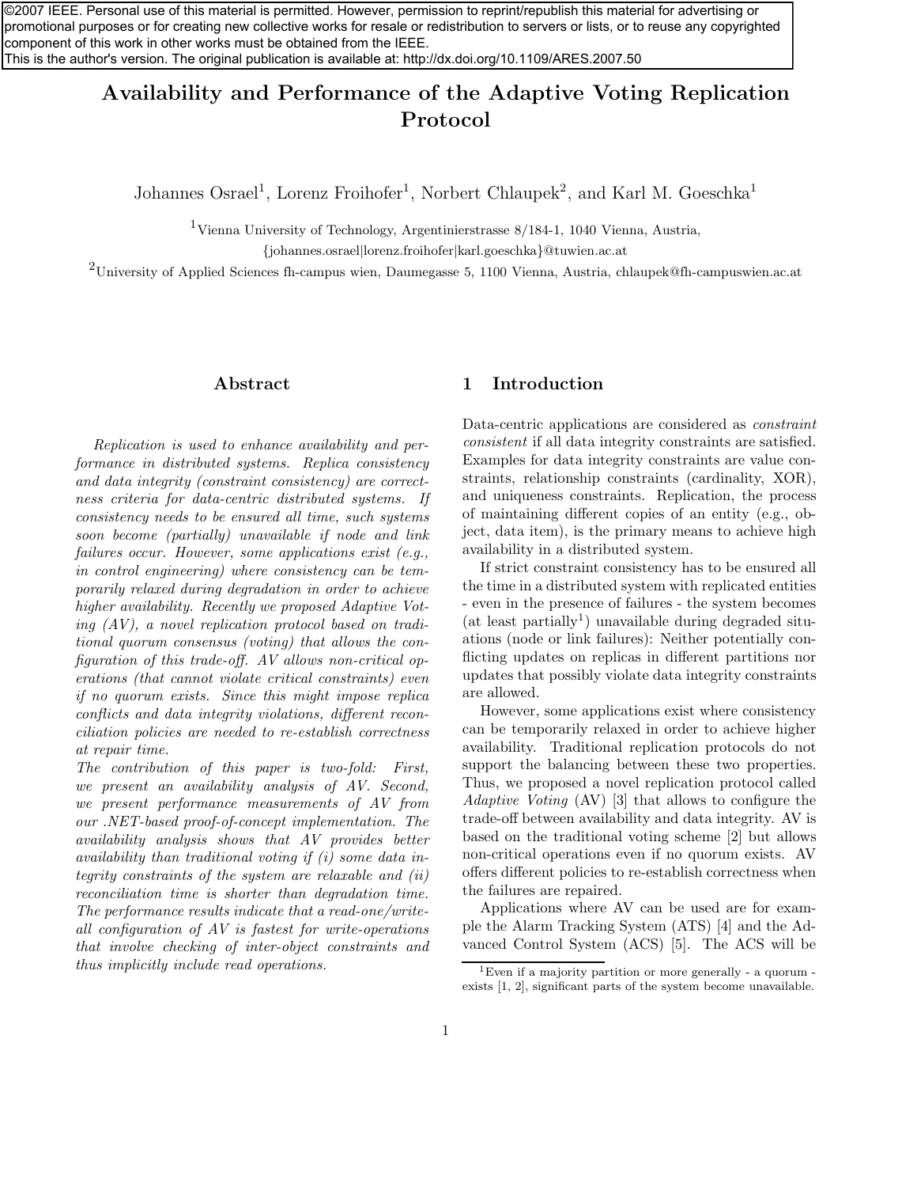©2007 IEEE. Personal use of this material is permitted. However, permission to reprint/republish this material for advertising or promotional purposes or for creating new collective works for resale or redistribution to servers or lists, or to reuse any copyrighted component of this work in other works must be obtained from the IEEE.
This is the author's version. The original publication is available at: http://dx.doi.org/10.1109/ARES.2007.50

# Availability and Performance of the Adaptive Voting Replication Protocol

Johannes Osrael[1], Lorenz Froihofer[1], Norbert Chlaupek[2], and Karl M. Goeschka[1]

[1]Vienna University of Technology, Argentinierstrasse 8/184-1, 1040 Vienna, Austria, {johannes.osrael|lorenz.froihofer|karl.goeschka}@tuwien.ac.at

[2]University of Applied Sciences fh-campus wien, Daumegasse 5, 1100 Vienna, Austria, chlaupek@fh-campuswien.ac.at

## Abstract

*Replication is used to enhance availability and performance in distributed systems. Replica consistency and data integrity (constraint consistency) are correctness criteria for data-centric distributed systems. If consistency needs to be ensured all time, such systems soon become (partially) unavailable if node and link failures occur. However, some applications exist (e.g., in control engineering) where consistency can be temporarily relaxed during degradation in order to achieve higher availability. Recently we proposed Adaptive Voting (AV), a novel replication protocol based on traditional quorum consensus (voting) that allows the configuration of this trade-off. AV allows non-critical operations (that cannot violate critical constraints) even if no quorum exists. Since this might impose replica conflicts and data integrity violations, different reconciliation policies are needed to re-establish correctness at repair time.*

*The contribution of this paper is two-fold: First, we present an availability analysis of AV. Second, we present performance measurements of AV from our .NET-based proof-of-concept implementation. The availability analysis shows that AV provides better availability than traditional voting if (i) some data integrity constraints of the system are relaxable and (ii) reconciliation time is shorter than degradation time. The performance results indicate that a read-one/write-all configuration of AV is fastest for write-operations that involve checking of inter-object constraints and thus implicitly include read operations.*

## 1 Introduction

Data-centric applications are considered as *constraint consistent* if all data integrity constraints are satisfied. Examples for data integrity constraints are value constraints, relationship constraints (cardinality, XOR), and uniqueness constraints. Replication, the process of maintaining different copies of an entity (e.g., object, data item), is the primary means to achieve high availability in a distributed system.

If strict constraint consistency has to be ensured all the time in a distributed system with replicated entities - even in the presence of failures - the system becomes (at least partially[1]) unavailable during degraded situations (node or link failures): Neither potentially conflicting updates on replicas in different partitions nor updates that possibly violate data integrity constraints are allowed.

However, some applications exist where consistency can be temporarily relaxed in order to achieve higher availability. Traditional replication protocols do not support the balancing between these two properties. Thus, we proposed a novel replication protocol called *Adaptive Voting* (AV) [3] that allows to configure the trade-off between availability and data integrity. AV is based on the traditional voting scheme [2] but allows non-critical operations even if no quorum exists. AV offers different policies to re-establish correctness when the failures are repaired.

Applications where AV can be used are for example the Alarm Tracking System (ATS) [4] and the Advanced Control System (ACS) [5]. The ACS will be

[1]Even if a majority partition or more generally - a quorum - exists [1, 2], significant parts of the system become unavailable.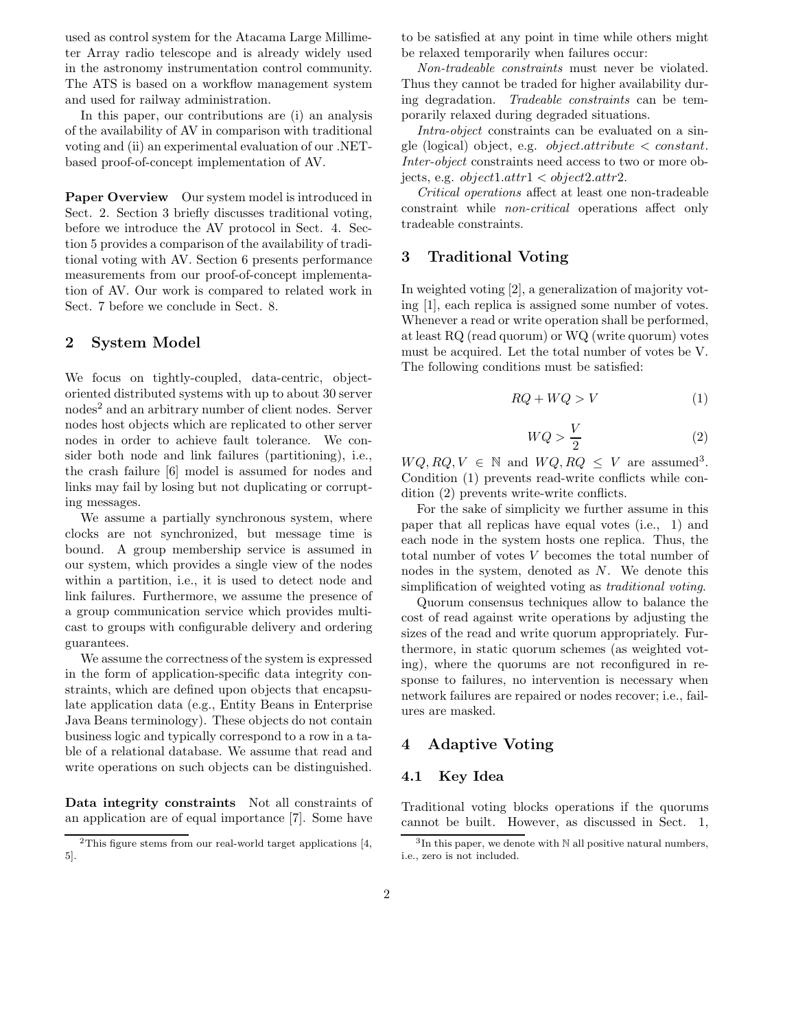used as control system for the Atacama Large Millimeter Array radio telescope and is already widely used in the astronomy instrumentation control community. The ATS is based on a workflow management system and used for railway administration.

In this paper, our contributions are (i) an analysis of the availability of AV in comparison with traditional voting and (ii) an experimental evaluation of our .NET-based proof-of-concept implementation of AV.

**Paper Overview** Our system model is introduced in Sect. 2. Section 3 briefly discusses traditional voting, before we introduce the AV protocol in Sect. 4. Section 5 provides a comparison of the availability of traditional voting with AV. Section 6 presents performance measurements from our proof-of-concept implementation of AV. Our work is compared to related work in Sect. 7 before we conclude in Sect. 8.

## 2 System Model

We focus on tightly-coupled, data-centric, object-oriented distributed systems with up to about 30 server nodes[2] and an arbitrary number of client nodes. Server nodes host objects which are replicated to other server nodes in order to achieve fault tolerance. We consider both node and link failures (partitioning), i.e., the crash failure [6] model is assumed for nodes and links may fail by losing but not duplicating or corrupting messages.

We assume a partially synchronous system, where clocks are not synchronized, but message time is bound. A group membership service is assumed in our system, which provides a single view of the nodes within a partition, i.e., it is used to detect node and link failures. Furthermore, we assume the presence of a group communication service which provides multicast to groups with configurable delivery and ordering guarantees.

We assume the correctness of the system is expressed in the form of application-specific data integrity constraints, which are defined upon objects that encapsulate application data (e.g., Entity Beans in Enterprise Java Beans terminology). These objects do not contain business logic and typically correspond to a row in a table of a relational database. We assume that read and write operations on such objects can be distinguished.

**Data integrity constraints** Not all constraints of an application are of equal importance [7]. Some have to be satisfied at any point in time while others might be relaxed temporarily when failures occur:

*Non-tradeable constraints* must never be violated. Thus they cannot be traded for higher availability during degradation. *Tradeable constraints* can be temporarily relaxed during degraded situations.

*Intra-object* constraints can be evaluated on a single (logical) object, e.g. *object.attribute < constant*. *Inter-object* constraints need access to two or more objects, e.g. *object1.attr1 < object2.attr2*.

*Critical operations* affect at least one non-tradeable constraint while *non-critical* operations affect only tradeable constraints.

## 3 Traditional Voting

In weighted voting [2], a generalization of majority voting [1], each replica is assigned some number of votes. Whenever a read or write operation shall be performed, at least RQ (read quorum) or WQ (write quorum) votes must be acquired. Let the total number of votes be V. The following conditions must be satisfied:

$$RQ + WQ > V \tag{1}$$

$$WQ > \frac{V}{2} \tag{2}$$

$WQ, RQ, V \in \mathbb{N}$ and $WQ, RQ \leq V$ are assumed[3]. Condition (1) prevents read-write conflicts while condition (2) prevents write-write conflicts.

For the sake of simplicity we further assume in this paper that all replicas have equal votes (i.e., 1) and each node in the system hosts one replica. Thus, the total number of votes $V$ becomes the total number of nodes in the system, denoted as $N$. We denote this simplification of weighted voting as *traditional voting*.

Quorum consensus techniques allow to balance the cost of read against write operations by adjusting the sizes of the read and write quorum appropriately. Furthermore, in static quorum schemes (as weighted voting), where the quorums are not reconfigured in response to failures, no intervention is necessary when network failures are repaired or nodes recover; i.e., failures are masked.

## 4 Adaptive Voting

### 4.1 Key Idea

Traditional voting blocks operations if the quorums cannot be built. However, as discussed in Sect. 1,

---

[2] This figure stems from our real-world target applications [4, 5].

[3] In this paper, we denote with $\mathbb{N}$ all positive natural numbers, i.e., zero is not included.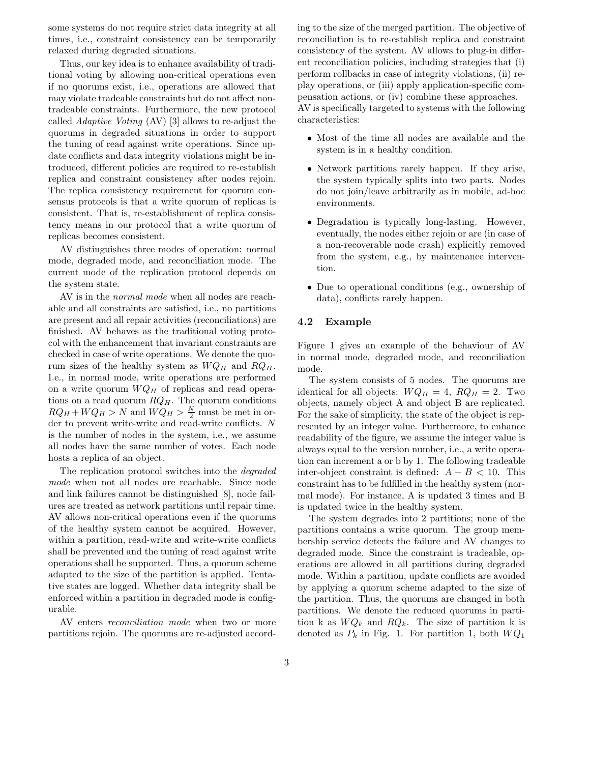some systems do not require strict data integrity at all times, i.e., constraint consistency can be temporarily relaxed during degraded situations.

Thus, our key idea is to enhance availability of traditional voting by allowing non-critical operations even if no quorums exist, i.e., operations are allowed that may violate tradeable constraints but do not affect non-tradeable constraints. Furthermore, the new protocol called *Adaptive Voting* (AV) [3] allows to re-adjust the quorums in degraded situations in order to support the tuning of read against write operations. Since update conflicts and data integrity violations might be introduced, different policies are required to re-establish replica and constraint consistency after nodes rejoin. The replica consistency requirement for quorum consensus protocols is that a write quorum of replicas is consistent. That is, re-establishment of replica consistency means in our protocol that a write quorum of replicas becomes consistent.

AV distinguishes three modes of operation: normal mode, degraded mode, and reconciliation mode. The current mode of the replication protocol depends on the system state.

AV is in the *normal mode* when all nodes are reachable and all constraints are satisfied, i.e., no partitions are present and all repair activities (reconciliations) are finished. AV behaves as the traditional voting protocol with the enhancement that invariant constraints are checked in case of write operations. We denote the quorum sizes of the healthy system as $WQ_H$ and $RQ_H$. I.e., in normal mode, write operations are performed on a write quorum $WQ_H$ of replicas and read operations on a read quorum $RQ_H$. The quorum conditions $RQ_H + WQ_H > N$ and $WQ_H > \frac{N}{2}$ must be met in order to prevent write-write and read-write conflicts. $N$ is the number of nodes in the system, i.e., we assume all nodes have the same number of votes. Each node hosts a replica of an object.

The replication protocol switches into the *degraded mode* when not all nodes are reachable. Since node and link failures cannot be distinguished [8], node failures are treated as network partitions until repair time. AV allows non-critical operations even if the quorums of the healthy system cannot be acquired. However, within a partition, read-write and write-write conflicts shall be prevented and the tuning of read against write operations shall be supported. Thus, a quorum scheme adapted to the size of the partition is applied. Tentative states are logged. Whether data integrity shall be enforced within a partition in degraded mode is configurable.

AV enters *reconciliation mode* when two or more partitions rejoin. The quorums are re-adjusted according to the size of the merged partition. The objective of reconciliation is to re-establish replica and constraint consistency of the system. AV allows to plug-in different reconciliation policies, including strategies that (i) perform rollbacks in case of integrity violations, (ii) replay operations, or (iii) apply application-specific compensation actions, or (iv) combine these approaches. AV is specifically targeted to systems with the following characteristics:

- Most of the time all nodes are available and the system is in a healthy condition.
- Network partitions rarely happen. If they arise, the system typically splits into two parts. Nodes do not join/leave arbitrarily as in mobile, ad-hoc environments.
- Degradation is typically long-lasting. However, eventually, the nodes either rejoin or are (in case of a non-recoverable node crash) explicitly removed from the system, e.g., by maintenance intervention.
- Due to operational conditions (e.g., ownership of data), conflicts rarely happen.

### 4.2 Example

Figure 1 gives an example of the behaviour of AV in normal mode, degraded mode, and reconciliation mode.

The system consists of 5 nodes. The quorums are identical for all objects: $WQ_H = 4$, $RQ_H = 2$. Two objects, namely object A and object B are replicated. For the sake of simplicity, the state of the object is represented by an integer value. Furthermore, to enhance readability of the figure, we assume the integer value is always equal to the version number, i.e., a write operation can increment a or b by 1. The following tradeable inter-object constraint is defined: $A + B < 10$. This constraint has to be fulfilled in the healthy system (normal mode). For instance, A is updated 3 times and B is updated twice in the healthy system.

The system degrades into 2 partitions; none of the partitions contains a write quorum. The group membership service detects the failure and AV changes to degraded mode. Since the constraint is tradeable, operations are allowed in all partitions during degraded mode. Within a partition, update conflicts are avoided by applying a quorum scheme adapted to the size of the partition. Thus, the quorums are changed in both partitions. We denote the reduced quorums in partition k as $WQ_k$ and $RQ_k$. The size of partition k is denoted as $P_k$ in Fig. 1. For partition 1, both $WQ_1$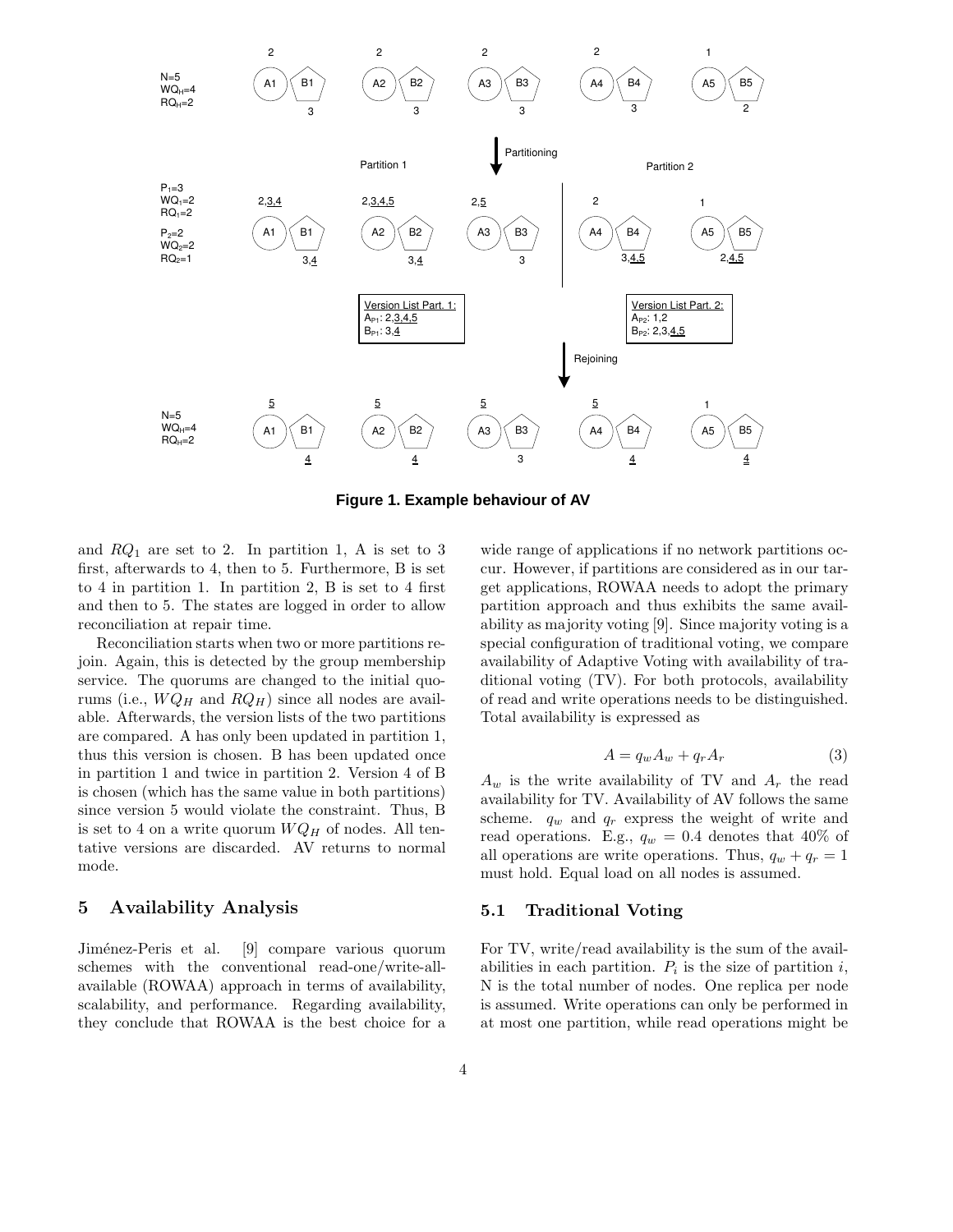Figure 1. Example behaviour of AV

and $RQ_1$ are set to 2. In partition 1, A is set to 3 first, afterwards to 4, then to 5. Furthermore, B is set to 4 in partition 1. In partition 2, B is set to 4 first and then to 5. The states are logged in order to allow reconciliation at repair time.

Reconciliation starts when two or more partitions rejoin. Again, this is detected by the group membership service. The quorums are changed to the initial quorums (i.e., $WQ_H$ and $RQ_H$) since all nodes are available. Afterwards, the version lists of the two partitions are compared. A has only been updated in partition 1, thus this version is chosen. B has been updated once in partition 1 and twice in partition 2. Version 4 of B is chosen (which has the same value in both partitions) since version 5 would violate the constraint. Thus, B is set to 4 on a write quorum $WQ_H$ of nodes. All tentative versions are discarded. AV returns to normal mode.

## 5 Availability Analysis

Jiménez-Peris et al. [9] compare various quorum schemes with the conventional read-one/write-all-available (ROWAA) approach in terms of availability, scalability, and performance. Regarding availability, they conclude that ROWAA is the best choice for a wide range of applications if no network partitions occur. However, if partitions are considered as in our target applications, ROWAA needs to adopt the primary partition approach and thus exhibits the same availability as majority voting [9]. Since majority voting is a special configuration of traditional voting, we compare availability of Adaptive Voting with availability of traditional voting (TV). For both protocols, availability of read and write operations needs to be distinguished. Total availability is expressed as

$$A = q_w A_w + q_r A_r \tag{3}$$

$A_w$ is the write availability of TV and $A_r$ the read availability for TV. Availability of AV follows the same scheme. $q_w$ and $q_r$ express the weight of write and read operations. E.g., $q_w = 0.4$ denotes that 40% of all operations are write operations. Thus, $q_w + q_r = 1$ must hold. Equal load on all nodes is assumed.

### 5.1 Traditional Voting

For TV, write/read availability is the sum of the availabilities in each partition. $P_i$ is the size of partition $i$, N is the total number of nodes. One replica per node is assumed. Write operations can only be performed in at most one partition, while read operations might be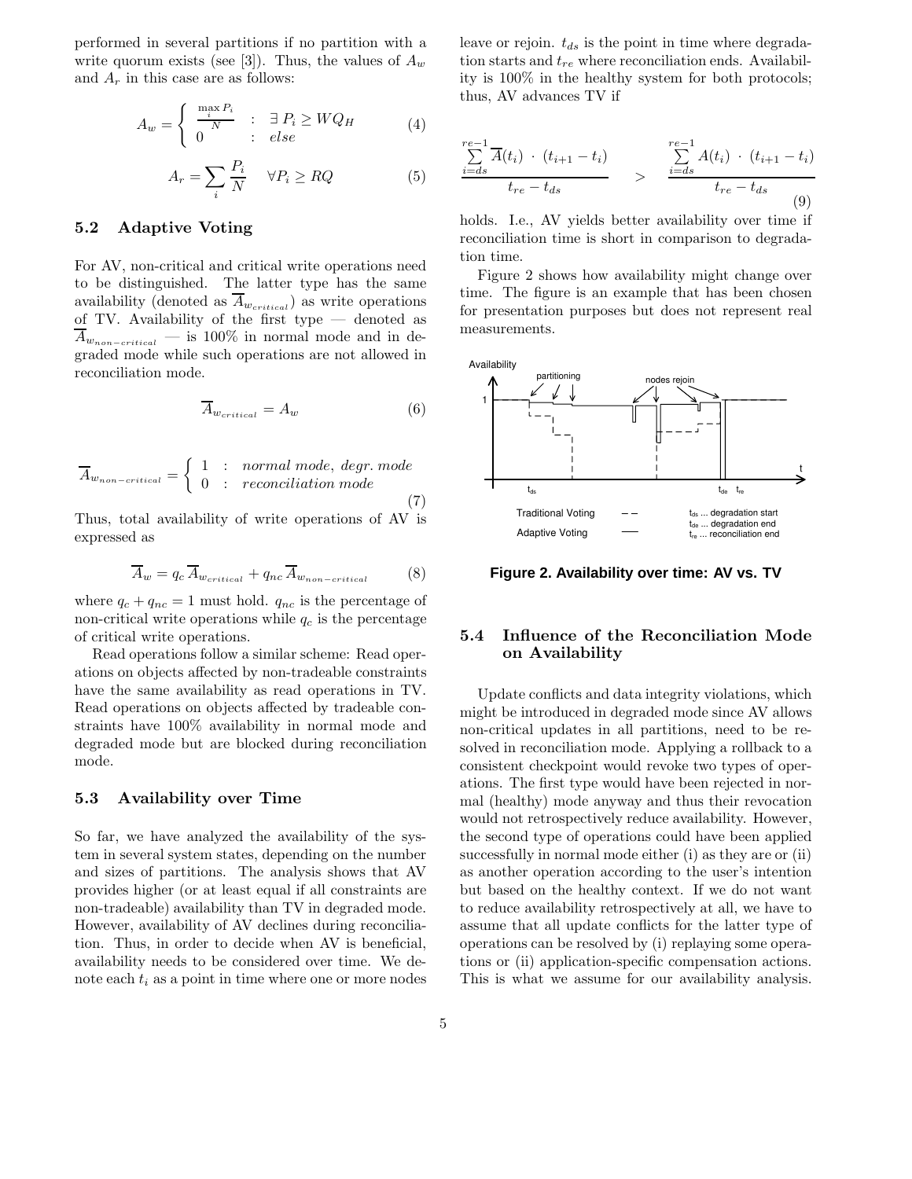performed in several partitions if no partition with a write quorum exists (see [3]). Thus, the values of $A_w$ and $A_r$ in this case are as follows:

$$A_w = \begin{cases} \frac{\max_i P_i}{N} & : \exists P_i \geq WQ_H \\ 0 & : else \end{cases} \tag{4}$$

$$A_r = \sum_i \frac{P_i}{N} \quad \forall P_i \geq RQ \tag{5}$$

### 5.2 Adaptive Voting

For AV, non-critical and critical write operations need to be distinguished. The latter type has the same availability (denoted as $\overline{A}_{w_{critical}}$) as write operations of TV. Availability of the first type — denoted as $\overline{A}_{w_{non-critical}}$ — is 100% in normal mode and in degraded mode while such operations are not allowed in reconciliation mode.

$$\overline{A}_{w_{critical}} = A_w \tag{6}$$

$$\overline{A}_{w_{non-critical}} = \begin{cases} 1 & : normal\ mode,\ degr.\ mode \\ 0 & : reconciliation\ mode \end{cases} \tag{7}$$

Thus, total availability of write operations of AV is expressed as

$$\overline{A}_w = q_c\,\overline{A}_{w_{critical}} + q_{nc}\,\overline{A}_{w_{non-critical}} \tag{8}$$

where $q_c + q_{nc} = 1$ must hold. $q_{nc}$ is the percentage of non-critical write operations while $q_c$ is the percentage of critical write operations.

Read operations follow a similar scheme: Read operations on objects affected by non-tradeable constraints have the same availability as read operations in TV. Read operations on objects affected by tradeable constraints have 100% availability in normal mode and degraded mode but are blocked during reconciliation mode.

### 5.3 Availability over Time

So far, we have analyzed the availability of the system in several system states, depending on the number and sizes of partitions. The analysis shows that AV provides higher (or at least equal if all constraints are non-tradeable) availability than TV in degraded mode. However, availability of AV declines during reconciliation. Thus, in order to decide when AV is beneficial, availability needs to be considered over time. We denote each $t_i$ as a point in time where one or more nodes leave or rejoin. $t_{ds}$ is the point in time where degradation starts and $t_{re}$ where reconciliation ends. Availability is 100% in the healthy system for both protocols; thus, AV advances TV if

$$\frac{\sum_{i=ds}^{re-1} \overline{A}(t_i)\ \cdot\ (t_{i+1} - t_i)}{t_{re} - t_{ds}} \quad > \quad \frac{\sum_{i=ds}^{re-1} A(t_i)\ \cdot\ (t_{i+1} - t_i)}{t_{re} - t_{ds}} \tag{9}$$

holds. I.e., AV yields better availability over time if reconciliation time is short in comparison to degradation time.

Figure 2 shows how availability might change over time. The figure is an example that has been chosen for presentation purposes but does not represent real measurements.

**Figure 2. Availability over time: AV vs. TV**

### 5.4 Influence of the Reconciliation Mode on Availability

Update conflicts and data integrity violations, which might be introduced in degraded mode since AV allows non-critical updates in all partitions, need to be resolved in reconciliation mode. Applying a rollback to a consistent checkpoint would revoke two types of operations. The first type would have been rejected in normal (healthy) mode anyway and thus their revocation would not retrospectively reduce availability. However, the second type of operations could have been applied successfully in normal mode either (i) as they are or (ii) as another operation according to the user's intention but based on the healthy context. If we do not want to reduce availability retrospectively at all, we have to assume that all update conflicts for the latter type of operations can be resolved by (i) replaying some operations or (ii) application-specific compensation actions. This is what we assume for our availability analysis.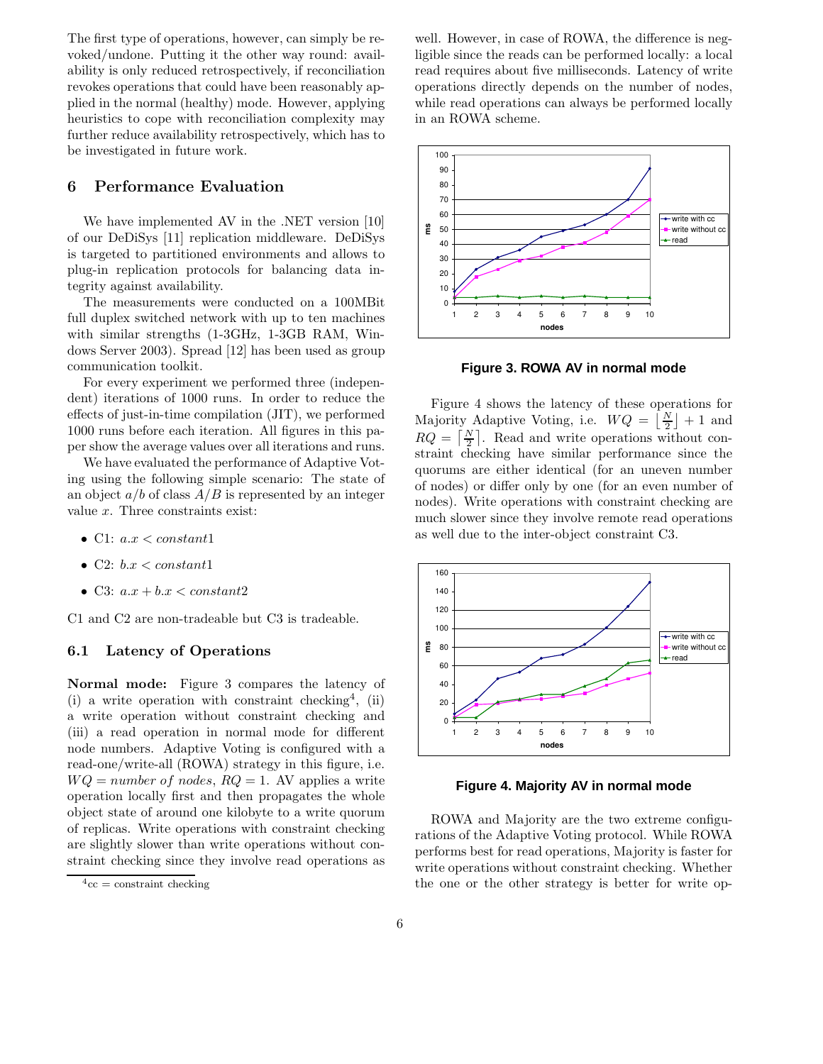The first type of operations, however, can simply be revoked/undone. Putting it the other way round: availability is only reduced retrospectively, if reconciliation revokes operations that could have been reasonably applied in the normal (healthy) mode. However, applying heuristics to cope with reconciliation complexity may further reduce availability retrospectively, which has to be investigated in future work.

## 6 Performance Evaluation

We have implemented AV in the .NET version [10] of our DeDiSys [11] replication middleware. DeDiSys is targeted to partitioned environments and allows to plug-in replication protocols for balancing data integrity against availability.

The measurements were conducted on a 100MBit full duplex switched network with up to ten machines with similar strengths (1-3GHz, 1-3GB RAM, Windows Server 2003). Spread [12] has been used as group communication toolkit.

For every experiment we performed three (independent) iterations of 1000 runs. In order to reduce the effects of just-in-time compilation (JIT), we performed 1000 runs before each iteration. All figures in this paper show the average values over all iterations and runs.

We have evaluated the performance of Adaptive Voting using the following simple scenario: The state of an object $a/b$ of class $A/B$ is represented by an integer value $x$. Three constraints exist:

- C1: $a.x < constant1$
- C2: $b.x < constant1$
- C3: $a.x + b.x < constant2$

C1 and C2 are non-tradeable but C3 is tradeable.

### 6.1 Latency of Operations

**Normal mode:** Figure 3 compares the latency of (i) a write operation with constraint checking[4], (ii) a write operation without constraint checking and (iii) a read operation in normal mode for different node numbers. Adaptive Voting is configured with a read-one/write-all (ROWA) strategy in this figure, i.e. $WQ = number\ of\ nodes$, $RQ = 1$. AV applies a write operation locally first and then propagates the whole object state of around one kilobyte to a write quorum of replicas. Write operations with constraint checking are slightly slower than write operations without constraint checking since they involve read operations as well. However, in case of ROWA, the difference is negligible since the reads can be performed locally: a local read requires about five milliseconds. Latency of write operations directly depends on the number of nodes, while read operations can always be performed locally in an ROWA scheme.

[4] cc = constraint checking

**Figure 3. ROWA AV in normal mode**

Figure 4 shows the latency of these operations for Majority Adaptive Voting, i.e. $WQ = \lfloor \frac{N}{2} \rfloor + 1$ and $RQ = \lceil \frac{N}{2} \rceil$. Read and write operations without constraint checking have similar performance since the quorums are either identical (for an uneven number of nodes) or differ only by one (for an even number of nodes). Write operations with constraint checking are much slower since they involve remote read operations as well due to the inter-object constraint C3.

**Figure 4. Majority AV in normal mode**

ROWA and Majority are the two extreme configurations of the Adaptive Voting protocol. While ROWA performs best for read operations, Majority is faster for write operations without constraint checking. Whether the one or the other strategy is better for write op-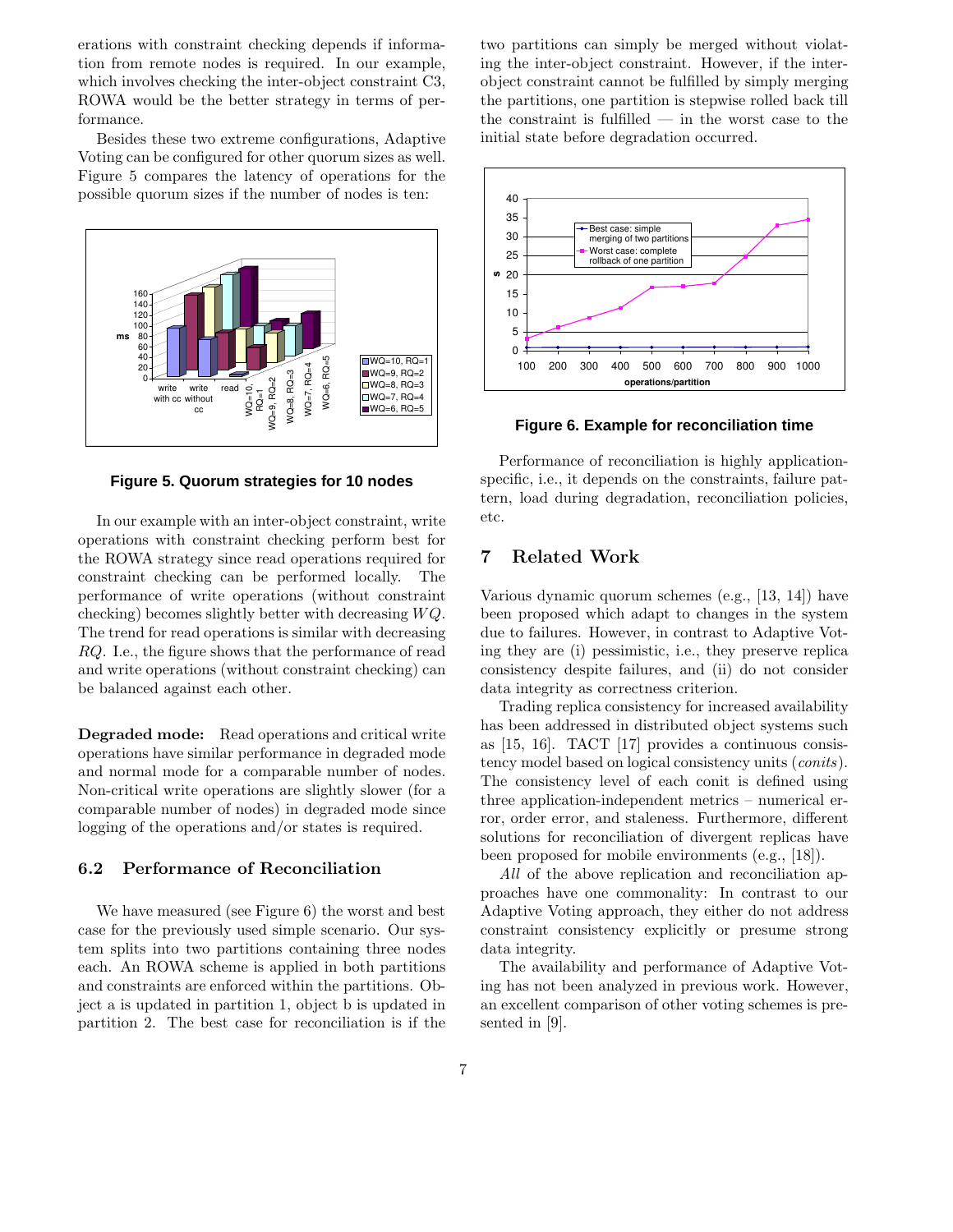erations with constraint checking depends if information from remote nodes is required. In our example, which involves checking the inter-object constraint C3, ROWA would be the better strategy in terms of performance.

Besides these two extreme configurations, Adaptive Voting can be configured for other quorum sizes as well. Figure 5 compares the latency of operations for the possible quorum sizes if the number of nodes is ten:

**Figure 5. Quorum strategies for 10 nodes**

In our example with an inter-object constraint, write operations with constraint checking perform best for the ROWA strategy since read operations required for constraint checking can be performed locally. The performance of write operations (without constraint checking) becomes slightly better with decreasing $WQ$. The trend for read operations is similar with decreasing $RQ$. I.e., the figure shows that the performance of read and write operations (without constraint checking) can be balanced against each other.

**Degraded mode:** Read operations and critical write operations have similar performance in degraded mode and normal mode for a comparable number of nodes. Non-critical write operations are slightly slower (for a comparable number of nodes) in degraded mode since logging of the operations and/or states is required.

### 6.2 Performance of Reconciliation

We have measured (see Figure 6) the worst and best case for the previously used simple scenario. Our system splits into two partitions containing three nodes each. An ROWA scheme is applied in both partitions and constraints are enforced within the partitions. Object a is updated in partition 1, object b is updated in partition 2. The best case for reconciliation is if the two partitions can simply be merged without violating the inter-object constraint. However, if the inter-object constraint cannot be fulfilled by simply merging the partitions, one partition is stepwise rolled back till the constraint is fulfilled — in the worst case to the initial state before degradation occurred.

**Figure 6. Example for reconciliation time**

Performance of reconciliation is highly application-specific, i.e., it depends on the constraints, failure pattern, load during degradation, reconciliation policies, etc.

## 7 Related Work

Various dynamic quorum schemes (e.g., [13, 14]) have been proposed which adapt to changes in the system due to failures. However, in contrast to Adaptive Voting they are (i) pessimistic, i.e., they preserve replica consistency despite failures, and (ii) do not consider data integrity as correctness criterion.

Trading replica consistency for increased availability has been addressed in distributed object systems such as [15, 16]. TACT [17] provides a continuous consistency model based on logical consistency units (*conits*). The consistency level of each conit is defined using three application-independent metrics – numerical error, order error, and staleness. Furthermore, different solutions for reconciliation of divergent replicas have been proposed for mobile environments (e.g., [18]).

*All* of the above replication and reconciliation approaches have one commonality: In contrast to our Adaptive Voting approach, they either do not address constraint consistency explicitly or presume strong data integrity.

The availability and performance of Adaptive Voting has not been analyzed in previous work. However, an excellent comparison of other voting schemes is presented in [9].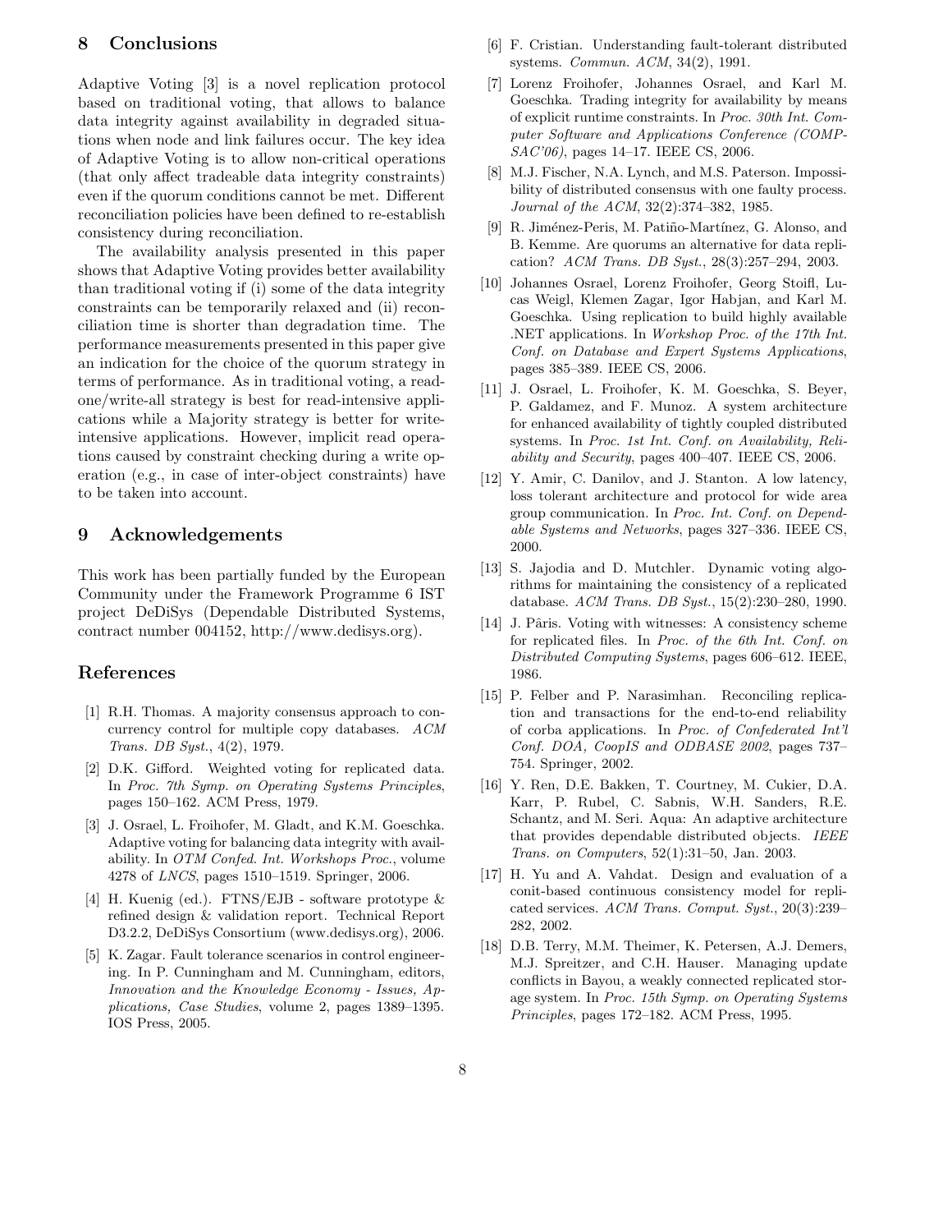## 8 Conclusions

Adaptive Voting [3] is a novel replication protocol based on traditional voting, that allows to balance data integrity against availability in degraded situations when node and link failures occur. The key idea of Adaptive Voting is to allow non-critical operations (that only affect tradeable data integrity constraints) even if the quorum conditions cannot be met. Different reconciliation policies have been defined to re-establish consistency during reconciliation.

The availability analysis presented in this paper shows that Adaptive Voting provides better availability than traditional voting if (i) some of the data integrity constraints can be temporarily relaxed and (ii) reconciliation time is shorter than degradation time. The performance measurements presented in this paper give an indication for the choice of the quorum strategy in terms of performance. As in traditional voting, a read-one/write-all strategy is best for read-intensive applications while a Majority strategy is better for write-intensive applications. However, implicit read operations caused by constraint checking during a write operation (e.g., in case of inter-object constraints) have to be taken into account.

## 9 Acknowledgements

This work has been partially funded by the European Community under the Framework Programme 6 IST project DeDiSys (Dependable Distributed Systems, contract number 004152, http://www.dedisys.org).

## References

[1] R.H. Thomas. A majority consensus approach to concurrency control for multiple copy databases. *ACM Trans. DB Syst.*, 4(2), 1979.

[2] D.K. Gifford. Weighted voting for replicated data. In *Proc. 7th Symp. on Operating Systems Principles*, pages 150–162. ACM Press, 1979.

[3] J. Osrael, L. Froihofer, M. Gladt, and K.M. Goeschka. Adaptive voting for balancing data integrity with availability. In *OTM Confed. Int. Workshops Proc.*, volume 4278 of *LNCS*, pages 1510–1519. Springer, 2006.

[4] H. Kuenig (ed.). FTNS/EJB - software prototype & refined design & validation report. Technical Report D3.2.2, DeDiSys Consortium (www.dedisys.org), 2006.

[5] K. Zagar. Fault tolerance scenarios in control engineering. In P. Cunningham and M. Cunningham, editors, *Innovation and the Knowledge Economy - Issues, Applications, Case Studies*, volume 2, pages 1389–1395. IOS Press, 2005.

[6] F. Cristian. Understanding fault-tolerant distributed systems. *Commun. ACM*, 34(2), 1991.

[7] Lorenz Froihofer, Johannes Osrael, and Karl M. Goeschka. Trading integrity for availability by means of explicit runtime constraints. In *Proc. 30th Int. Computer Software and Applications Conference (COMPSAC'06)*, pages 14–17. IEEE CS, 2006.

[8] M.J. Fischer, N.A. Lynch, and M.S. Paterson. Impossibility of distributed consensus with one faulty process. *Journal of the ACM*, 32(2):374–382, 1985.

[9] R. Jiménez-Peris, M. Patiño-Martínez, G. Alonso, and B. Kemme. Are quorums an alternative for data replication? *ACM Trans. DB Syst.*, 28(3):257–294, 2003.

[10] Johannes Osrael, Lorenz Froihofer, Georg Stoifl, Lucas Weigl, Klemen Zagar, Igor Habjan, and Karl M. Goeschka. Using replication to build highly available .NET applications. In *Workshop Proc. of the 17th Int. Conf. on Database and Expert Systems Applications*, pages 385–389. IEEE CS, 2006.

[11] J. Osrael, L. Froihofer, K. M. Goeschka, S. Beyer, P. Galdamez, and F. Munoz. A system architecture for enhanced availability of tightly coupled distributed systems. In *Proc. 1st Int. Conf. on Availability, Reliability and Security*, pages 400–407. IEEE CS, 2006.

[12] Y. Amir, C. Danilov, and J. Stanton. A low latency, loss tolerant architecture and protocol for wide area group communication. In *Proc. Int. Conf. on Dependable Systems and Networks*, pages 327–336. IEEE CS, 2000.

[13] S. Jajodia and D. Mutchler. Dynamic voting algorithms for maintaining the consistency of a replicated database. *ACM Trans. DB Syst.*, 15(2):230–280, 1990.

[14] J. Pâris. Voting with witnesses: A consistency scheme for replicated files. In *Proc. of the 6th Int. Conf. on Distributed Computing Systems*, pages 606–612. IEEE, 1986.

[15] P. Felber and P. Narasimhan. Reconciling replication and transactions for the end-to-end reliability of corba applications. In *Proc. of Confederated Int'l Conf. DOA, CoopIS and ODBASE 2002*, pages 737–754. Springer, 2002.

[16] Y. Ren, D.E. Bakken, T. Courtney, M. Cukier, D.A. Karr, P. Rubel, C. Sabnis, W.H. Sanders, R.E. Schantz, and M. Seri. Aqua: An adaptive architecture that provides dependable distributed objects. *IEEE Trans. on Computers*, 52(1):31–50, Jan. 2003.

[17] H. Yu and A. Vahdat. Design and evaluation of a conit-based continuous consistency model for replicated services. *ACM Trans. Comput. Syst.*, 20(3):239–282, 2002.

[18] D.B. Terry, M.M. Theimer, K. Petersen, A.J. Demers, M.J. Spreitzer, and C.H. Hauser. Managing update conflicts in Bayou, a weakly connected replicated storage system. In *Proc. 15th Symp. on Operating Systems Principles*, pages 172–182. ACM Press, 1995.